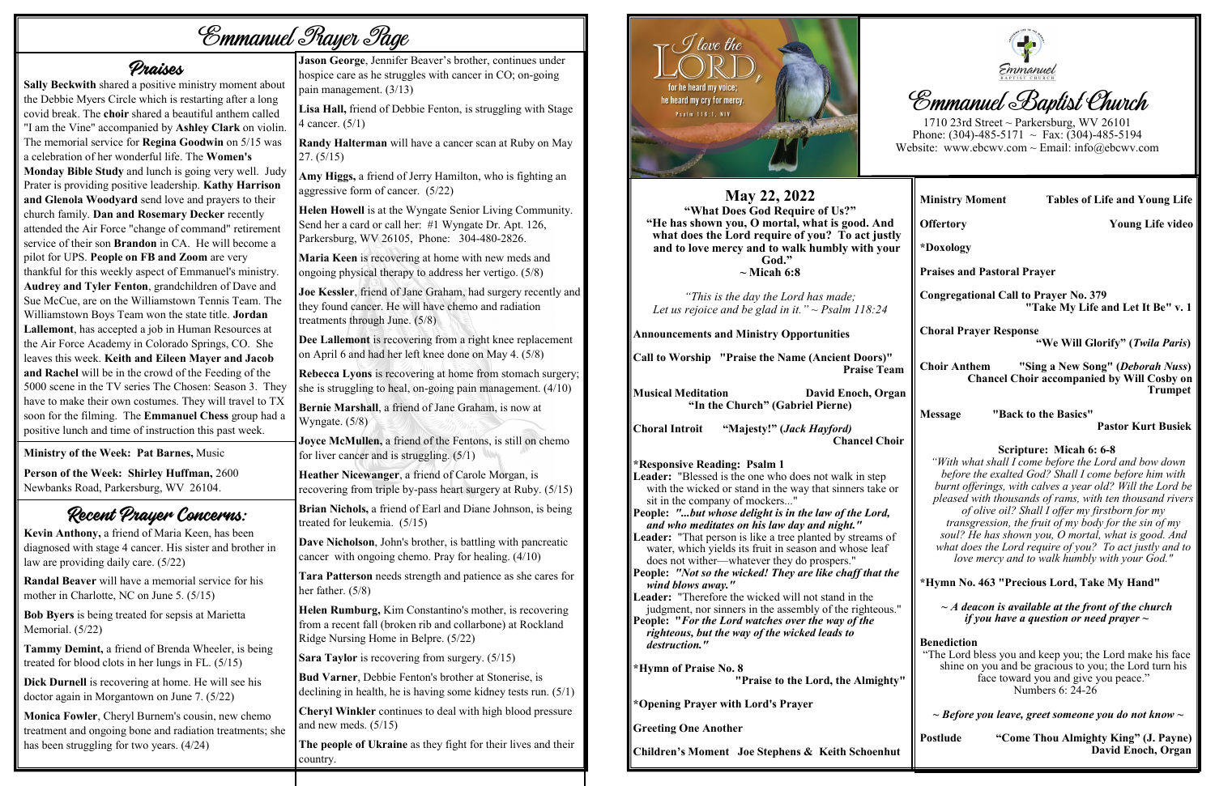# Emmanuel Prayer Page

## Praises

**Sally Beckwith** shared a positive ministry moment about the Debbie Myers Circle which is restarting after a long covid break. The **choir** shared a beautiful anthem called "I am the Vine" accompanied by **Ashley Clark** on violin. The memorial service for **Regina Goodwin** on 5/15 was a celebration of her wonderful life. The **Women's Monday Bible Study** and lunch is going very well. Judy Prater is providing positive leadership. **Kathy Harrison and Glenola Woodyard** send love and prayers to their church family. **Dan and Rosemary Decker** recently attended the Air Force "change of command" retirement service of their son **Brandon** in CA. He will become a pilot for UPS. **People on FB and Zoom** are very thankful for this weekly aspect of Emmanuel's ministry. **Audrey and Tyler Fenton**, grandchildren of Dave and Sue McCue, are on the Williamstown Tennis Team. The Williamstown Boys Team won the state title. **Jordan Lallemont**, has accepted a job in Human Resources at the Air Force Academy in Colorado Springs, CO. She leaves this week. **Keith and Eileen Mayer and Jacob and Rachel** will be in the crowd of the Feeding of the 5000 scene in the TV series The Chosen: Season 3. They have to make their own costumes. They will travel to TX soon for the filming. The **Emmanuel Chess** group had a positive lunch and time of instruction this past week.

**Ministry of the Week: Pat Barnes,** Music

**Person of the Week: Shirley Huffman,** 2600 Newbanks Road, Parkersburg, WV 26104.

## Recent Prayer Concerns:

**Kevin Anthony,** a friend of Maria Keen, has been diagnosed with stage 4 cancer. His sister and brother in law are providing daily care. (5/22)

**Randal Beaver** will have a memorial service for his mother in Charlotte, NC on June 5. (5/15)

**Bob Byers** is being treated for sepsis at Marietta Memorial. (5/22)

**Tammy Demint,** a friend of Brenda Wheeler, is being treated for blood clots in her lungs in FL. (5/15)

**Dick Durnell** is recovering at home. He will see his doctor again in Morgantown on June 7. (5/22)

**Monica Fowler**, Cheryl Burnem's cousin, new chemo treatment and ongoing bone and radiation treatments; she has been struggling for two years. (4/24)

**Jason George**, Jennifer Beaver's brother, continues under hospice care as he struggles with cancer in CO; on-going pain management. (3/13)

**Lisa Hall,** friend of Debbie Fenton, is struggling with Stage 4 cancer. (5/1)

**Randy Halterman** will have a cancer scan at Ruby on May 27. (5/15)

**Amy Higgs,** a friend of Jerry Hamilton, who is fighting an aggressive form of cancer. (5/22)

**Helen Howell** is at the Wyngate Senior Living Community. Send her a card or call her: #1 Wyngate Dr. Apt. 126, Parkersburg, WV 26105, Phone: 304-480-2826.

**Maria Keen** is recovering at home with new meds and ongoing physical therapy to address her vertigo. (5/8)

**Joe Kessler**, friend of Jane Graham, had surgery recently and they found cancer. He will have chemo and radiation treatments through June. (5/8)

**Dee Lallemont** is recovering from a right knee replacement on April 6 and had her left knee done on May 4. (5/8)

**Rebecca Lyons** is recovering at home from stomach surgery; she is struggling to heal, on-going pain management. (4/10)

**Bernie Marshall**, a friend of Jane Graham, is now at Wyngate. (5/8)

**Joyce McMullen,** a friend of the Fentons, is still on chemo for liver cancer and is struggling. (5/1)

**Heather Nicewanger**, a friend of Carole Morgan, is recovering from triple by-pass heart surgery at Ruby. (5/15)

**Brian Nichols,** a friend of Earl and Diane Johnson, is being treated for leukemia. (5/15)

**Dave Nicholson**, John's brother, is battling with pancreatic cancer with ongoing chemo. Pray for healing. (4/10)

**Tara Patterson** needs strength and patience as she cares for her father. (5/8)

**Helen Rumburg,** Kim Constantino's mother, is recovering from a recent fall (broken rib and collarbone) at Rockland Ridge Nursing Home in Belpre. (5/22)

**Sara Taylor** is recovering from surgery. (5/15)

**Bud Varner**, Debbie Fenton's brother at Stonerise, is declining in health, he is having some kidney tests run. (5/1)

**Cheryl Winkler** continues to deal with high blood pressure and new meds. (5/15)

**The people of Ukraine** as they fight for their lives and their country.

I love the LORD, for he heard my voice; he heard my cry for mercy. Psalm 116:1, NIV

# Emmanuel Baptist Church

1710 23rd Street ~ Parkersburg, WV 26101
Phone: (304)-485-5171 ~ Fax: (304)-485-5194
Website: www.ebcwv.com ~ Email: info@ebcwv.com

## May 22, 2022

**"What Does God Require of Us?"**
**"He has shown you, O mortal, what is good. And what does the Lord require of you? To act justly and to love mercy and to walk humbly with your God."**
**~ Micah 6:8**

*"This is the day the Lord has made; Let us rejoice and be glad in it." ~ Psalm 118:24*

**Announcements and Ministry Opportunities**

**Call to Worship "Praise the Name (Ancient Doors)"** — **Praise Team**

**Musical Meditation** — **David Enoch, Organ**
**"In the Church" (Gabriel Pierne)**

**Choral Introit "Majesty!" (*Jack Hayford)*** — **Chancel Choir**

**\*Responsive Reading: Psalm 1**
**Leader:** "Blessed is the one who does not walk in step with the wicked or stand in the way that sinners take or sit in the company of mockers..."
**People:** ***"...but whose delight is in the law of the Lord, and who meditates on his law day and night."***
**Leader:** "That person is like a tree planted by streams of water, which yields its fruit in season and whose leaf does not wither—whatever they do prospers."
**People:** ***"Not so the wicked! They are like chaff that the wind blows away."***
**Leader:** "Therefore the wicked will not stand in the judgment, nor sinners in the assembly of the righteous."
**People:** ***"For the Lord watches over the way of the righteous, but the way of the wicked leads to destruction."***

**\*Hymn of Praise No. 8** — **"Praise to the Lord, the Almighty"**

**\*Opening Prayer with Lord's Prayer**

**Greeting One Another**

**Children's Moment Joe Stephens & Keith Schoenhut**

**Ministry Moment** — **Tables of Life and Young Life**

**Offertory** — **Young Life video**

**\*Doxology**

**Praises and Pastoral Prayer**

**Congregational Call to Prayer No. 379** — **"Take My Life and Let It Be" v. 1**

**Choral Prayer Response** — **"We Will Glorify" (*Twila Paris*)**

**Choir Anthem "Sing a New Song" (*Deborah Nuss*)**
**Chancel Choir accompanied by Will Cosby on Trumpet**

**Message "Back to the Basics"** — **Pastor Kurt Busiek**

**Scripture: Micah 6: 6-8**
*"With what shall I come before the Lord and bow down before the exalted God? Shall I come before him with burnt offerings, with calves a year old? Will the Lord be pleased with thousands of rams, with ten thousand rivers of olive oil? Shall I offer my firstborn for my transgression, the fruit of my body for the sin of my soul? He has shown you, O mortal, what is good. And what does the Lord require of you? To act justly and to love mercy and to walk humbly with your God."*

**\*Hymn No. 463 "Precious Lord, Take My Hand"**

***~ A deacon is available at the front of the church if you have a question or need prayer ~***

**Benediction**
"The Lord bless you and keep you; the Lord make his face shine on you and be gracious to you; the Lord turn his face toward you and give you peace."
Numbers 6: 24-26

***~ Before you leave, greet someone you do not know ~***

**Postlude "Come Thou Almighty King" (J. Payne)** — **David Enoch, Organ**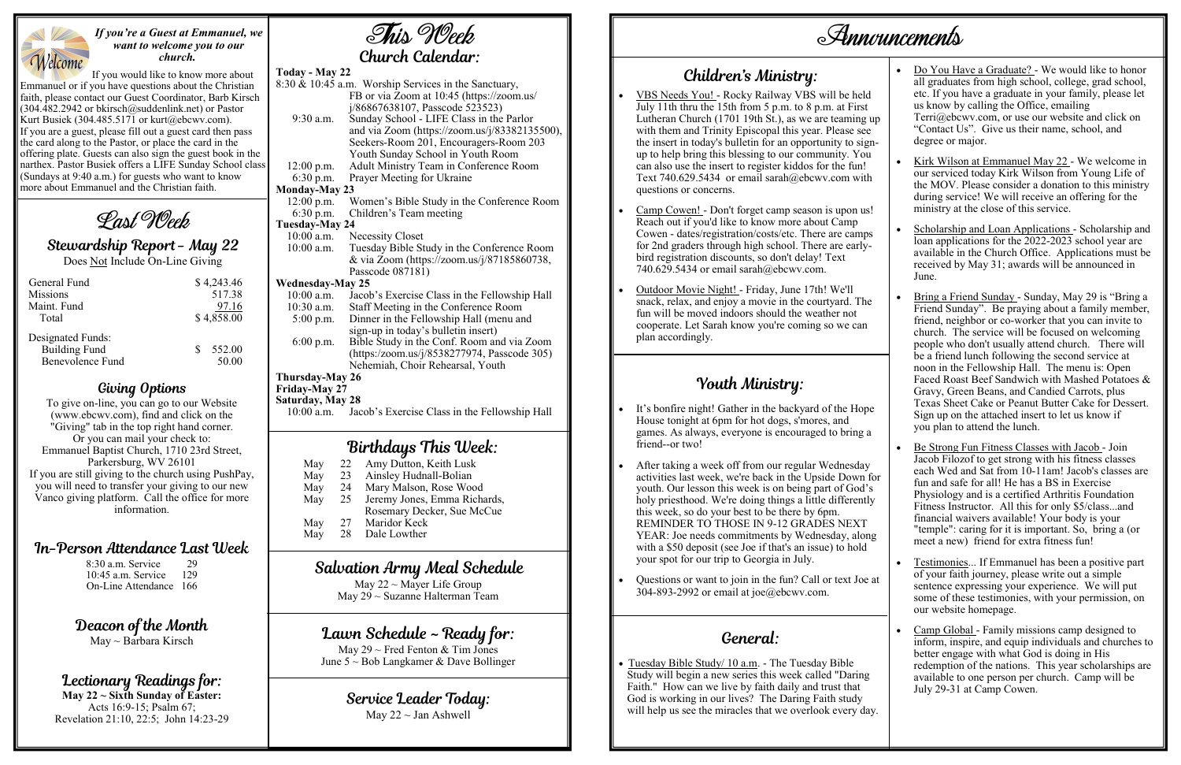*If you're a Guest at Emmanuel, we want to welcome you to our church.*

If you would like to know more about Emmanuel or if you have questions about the Christian faith, please contact our Guest Coordinator, Barb Kirsch (304.482.2942 or bkirsch@suddenlink.net) or Pastor Kurt Busiek (304.485.5171 or kurt@ebcwv.com). If you are a guest, please fill out a guest card then pass the card along to the Pastor, or place the card in the offering plate. Guests can also sign the guest book in the narthex. Pastor Busiek offers a LIFE Sunday School class (Sundays at 9:40 a.m.) for guests who want to know more about Emmanuel and the Christian faith.

# Last Week

## Stewardship Report – May 22

Does Not Include On-Line Giving

| | |
|---|---|
| General Fund | $ 4,243.46 |
| Missions | 517.38 |
| Maint. Fund | 97.16 |
| Total | $ 4,858.00 |
| Designated Funds: | |
| Building Fund | $ 552.00 |
| Benevolence Fund | 50.00 |

## Giving Options

To give on-line, you can go to our Website (www.ebcwv.com), find and click on the "Giving" tab in the top right hand corner. Or you can mail your check to: Emmanuel Baptist Church, 1710 23rd Street, Parkersburg, WV 26101

If you are still giving to the church using PushPay, you will need to transfer your giving to our new Vanco giving platform. Call the office for more information.

## In-Person Attendance Last Week

| | |
|---|---|
| 8:30 a.m. Service | 29 |
| 10:45 a.m. Service | 129 |
| On-Line Attendance | 166 |

## Deacon of the Month

May ~ Barbara Kirsch

## Lectionary Readings for:

**May 22 ~ Sixth Sunday of Easter:**
Acts 16:9-15; Psalm 67; Revelation 21:10, 22:5; John 14:23-29

# This Week

## Church Calendar:

**Today - May 22**
8:30 & 10:45 a.m. Worship Services in the Sanctuary, FB or via Zoom at 10:45 (https://zoom.us/j/86867638107, Passcode 523523)
9:30 a.m. Sunday School - LIFE Class in the Parlor and via Zoom (https://zoom.us/j/83382135500), Seekers-Room 201, Encouragers-Room 203, Youth Sunday School in Youth Room
12:00 p.m. Adult Ministry Team in Conference Room
6:30 p.m. Prayer Meeting for Ukraine

**Monday-May 23**
12:00 p.m. Women's Bible Study in the Conference Room
6:30 p.m. Children's Team meeting

**Tuesday-May 24**
10:00 a.m. Necessity Closet
10:00 a.m. Tuesday Bible Study in the Conference Room & via Zoom (https://zoom.us/j/87185860738, Passcode 087181)

**Wednesday-May 25**
10:00 a.m. Jacob's Exercise Class in the Fellowship Hall
10:30 a.m. Staff Meeting in the Conference Room
5:00 p.m. Dinner in the Fellowship Hall (menu and sign-up in today's bulletin insert)
6:00 p.m. Bible Study in the Conf. Room and via Zoom (https:/zoom.us/j/8538277974, Passcode 305) Nehemiah, Choir Rehearsal, Youth

**Thursday-May 26**

**Friday-May 27**

**Saturday, May 28**
10:00 a.m. Jacob's Exercise Class in the Fellowship Hall

## Birthdays This Week:

May 22 Amy Dutton, Keith Lusk
May 23 Ainsley Hudnall-Bolian
May 24 Mary Malson, Rose Wood
May 25 Jeremy Jones, Emma Richards, Rosemary Decker, Sue McCue
May 27 Maridor Keck
May 28 Dale Lowther

## Salvation Army Meal Schedule

May 22 ~ Mayer Life Group
May 29 ~ Suzanne Halterman Team

## Lawn Schedule ~ Ready for:

May 29 ~ Fred Fenton & Tim Jones
June 5 ~ Bob Langkamer & Dave Bollinger

## Service Leader Today:

May 22 ~ Jan Ashwell

# Announcements

## Children's Ministry:

- VBS Needs You! - Rocky Railway VBS will be held July 11th thru the 15th from 5 p.m. to 8 p.m. at First Lutheran Church (1701 19th St.), as we are teaming up with them and Trinity Episcopal this year. Please see the insert in today's bulletin for an opportunity to sign-up to help bring this blessing to our community. You can also use the insert to register kiddos for the fun! Text 740.629.5434 or email sarah@ebcwv.com with questions or concerns.
- Camp Cowen! - Don't forget camp season is upon us! Reach out if you'd like to know more about Camp Cowen - dates/registration/costs/etc. There are camps for 2nd graders through high school. There are early-bird registration discounts, so don't delay! Text 740.629.5434 or email sarah@ebcwv.com.
- Outdoor Movie Night! - Friday, June 17th! We'll snack, relax, and enjoy a movie in the courtyard. The fun will be moved indoors should the weather not cooperate. Let Sarah know you're coming so we can plan accordingly.

## Youth Ministry:

- It's bonfire night! Gather in the backyard of the Hope House tonight at 6pm for hot dogs, s'mores, and games. As always, everyone is encouraged to bring a friend--or two!
- After taking a week off from our regular Wednesday activities last week, we're back in the Upside Down for youth. Our lesson this week is on being part of God's holy priesthood. We're doing things a little differently this week, so do your best to be there by 6pm. REMINDER TO THOSE IN 9-12 GRADES NEXT YEAR: Joe needs commitments by Wednesday, along with a $50 deposit (see Joe if that's an issue) to hold your spot for our trip to Georgia in July.
- Questions or want to join in the fun? Call or text Joe at 304-893-2992 or email at joe@ebcwv.com.

## General:

- Tuesday Bible Study/ 10 a.m. - The Tuesday Bible Study will begin a new series this week called "Daring Faith." How can we live by faith daily and trust that God is working in our lives? The Daring Faith study will help us see the miracles that we overlook every day.

- Do You Have a Graduate? - We would like to honor all graduates from high school, college, grad school, etc. If you have a graduate in your family, please let us know by calling the Office, emailing Terri@ebcwv.com, or use our website and click on "Contact Us". Give us their name, school, and degree or major.
- Kirk Wilson at Emmanuel May 22 - We welcome in our serviced today Kirk Wilson from Young Life of the MOV. Please consider a donation to this ministry during service! We will receive an offering for the ministry at the close of this service.
- Scholarship and Loan Applications - Scholarship and loan applications for the 2022-2023 school year are available in the Church Office. Applications must be received by May 31; awards will be announced in June.
- Bring a Friend Sunday - Sunday, May 29 is "Bring a Friend Sunday". Be praying about a family member, friend, neighbor or co-worker that you can invite to church. The service will be focused on welcoming people who don't usually attend church. There will be a friend lunch following the second service at noon in the Fellowship Hall. The menu is: Open Faced Roast Beef Sandwich with Mashed Potatoes & Gravy, Green Beans, and Candied Carrots, plus Texas Sheet Cake or Peanut Butter Cake for Dessert. Sign up on the attached insert to let us know if you plan to attend the lunch.
- Be Strong Fun Fitness Classes with Jacob - Join Jacob Filozof to get strong with his fitness classes each Wed and Sat from 10-11am! Jacob's classes are fun and safe for all! He has a BS in Exercise Physiology and is a certified Arthritis Foundation Fitness Instructor. All this for only $5/class...and financial waivers available! Your body is your "temple": caring for it is important. So, bring a (or meet a new) friend for extra fitness fun!
- Testimonies... If Emmanuel has been a positive part of your faith journey, please write out a simple sentence expressing your experience. We will put some of these testimonies, with your permission, on our website homepage.
- Camp Global - Family missions camp designed to inform, inspire, and equip individuals and churches to better engage with what God is doing in His redemption of the nations. This year scholarships are available to one person per church. Camp will be July 29-31 at Camp Cowen.